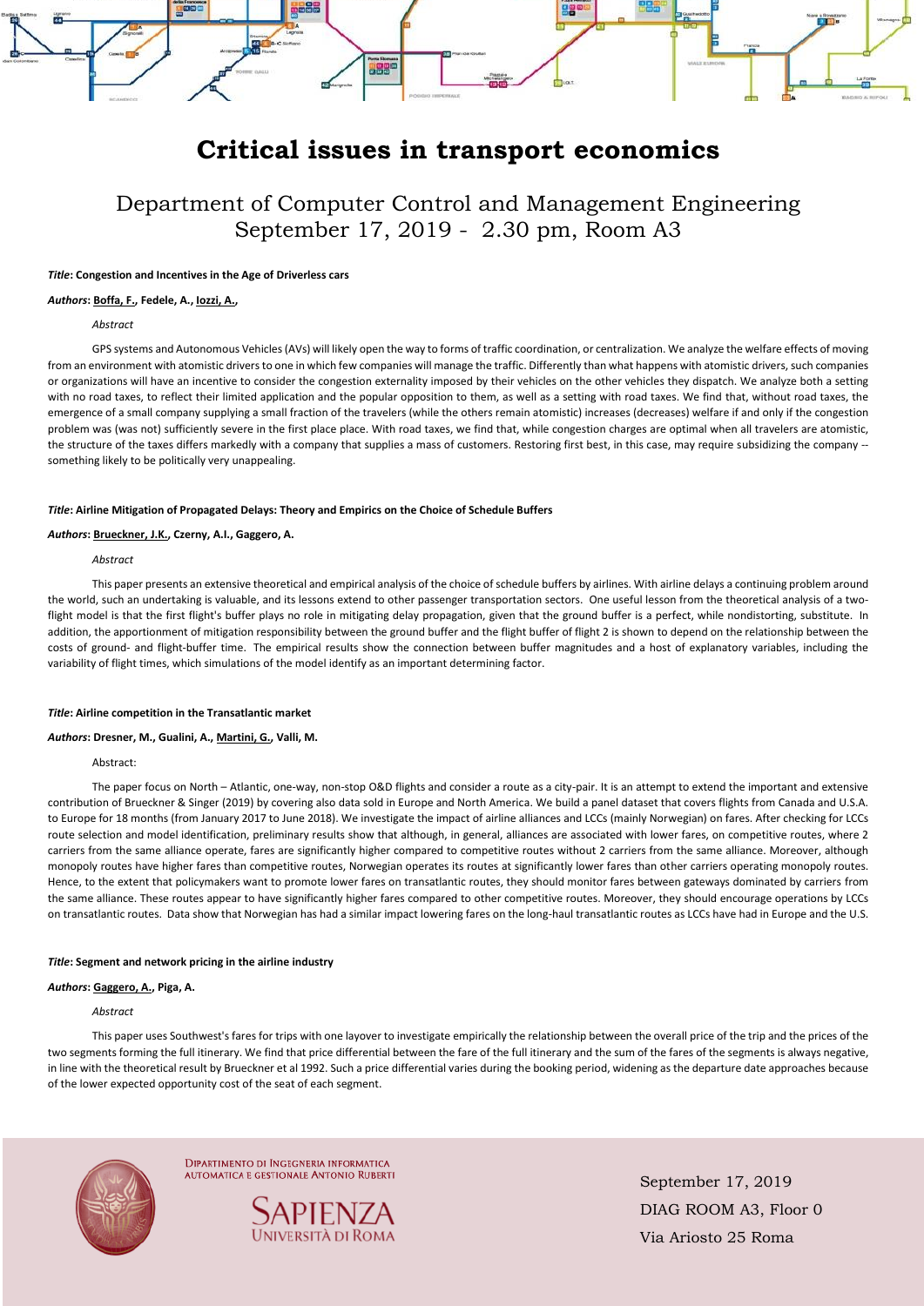# Critical issues in transport economics

## Department of Computer Control and Management Engineering
## September 17, 2019 - 2.30 pm, Room A3

***Title*: Congestion and Incentives in the Age of Driverless cars**

***Authors*: Boffa, F., Fedele, A., Iozzi, A.,**

*Abstract*

GPS systems and Autonomous Vehicles (AVs) will likely open the way to forms of traffic coordination, or centralization. We analyze the welfare effects of moving from an environment with atomistic drivers to one in which few companies will manage the traffic. Differently than what happens with atomistic drivers, such companies or organizations will have an incentive to consider the congestion externality imposed by their vehicles on the other vehicles they dispatch. We analyze both a setting with no road taxes, to reflect their limited application and the popular opposition to them, as well as a setting with road taxes. We find that, without road taxes, the emergence of a small company supplying a small fraction of the travelers (while the others remain atomistic) increases (decreases) welfare if and only if the congestion problem was (was not) sufficiently severe in the first place place. With road taxes, we find that, while congestion charges are optimal when all travelers are atomistic, the structure of the taxes differs markedly with a company that supplies a mass of customers. Restoring first best, in this case, may require subsidizing the company -- something likely to be politically very unappealing.

***Title*: Airline Mitigation of Propagated Delays: Theory and Empirics on the Choice of Schedule Buffers**

***Authors*: Brueckner, J.K., Czerny, A.I., Gaggero, A.**

*Abstract*

This paper presents an extensive theoretical and empirical analysis of the choice of schedule buffers by airlines. With airline delays a continuing problem around the world, such an undertaking is valuable, and its lessons extend to other passenger transportation sectors. One useful lesson from the theoretical analysis of a two-flight model is that the first flight's buffer plays no role in mitigating delay propagation, given that the ground buffer is a perfect, while nondistorting, substitute. In addition, the apportionment of mitigation responsibility between the ground buffer and the flight buffer of flight 2 is shown to depend on the relationship between the costs of ground- and flight-buffer time. The empirical results show the connection between buffer magnitudes and a host of explanatory variables, including the variability of flight times, which simulations of the model identify as an important determining factor.

***Title*: Airline competition in the Transatlantic market**

***Authors*: Dresner, M., Gualini, A., Martini, G., Valli, M.**

Abstract:

The paper focus on North – Atlantic, one-way, non-stop O&D flights and consider a route as a city-pair. It is an attempt to extend the important and extensive contribution of Brueckner & Singer (2019) by covering also data sold in Europe and North America. We build a panel dataset that covers flights from Canada and U.S.A. to Europe for 18 months (from January 2017 to June 2018). We investigate the impact of airline alliances and LCCs (mainly Norwegian) on fares. After checking for LCCs route selection and model identification, preliminary results show that although, in general, alliances are associated with lower fares, on competitive routes, where 2 carriers from the same alliance operate, fares are significantly higher compared to competitive routes without 2 carriers from the same alliance. Moreover, although monopoly routes have higher fares than competitive routes, Norwegian operates its routes at significantly lower fares than other carriers operating monopoly routes. Hence, to the extent that policymakers want to promote lower fares on transatlantic routes, they should monitor fares between gateways dominated by carriers from the same alliance. These routes appear to have significantly higher fares compared to other competitive routes. Moreover, they should encourage operations by LCCs on transatlantic routes. Data show that Norwegian has had a similar impact lowering fares on the long-haul transatlantic routes as LCCs have had in Europe and the U.S.

***Title*: Segment and network pricing in the airline industry**

***Authors*: Gaggero, A., Piga, A.**

*Abstract*

This paper uses Southwest's fares for trips with one layover to investigate empirically the relationship between the overall price of the trip and the prices of the two segments forming the full itinerary. We find that price differential between the fare of the full itinerary and the sum of the fares of the segments is always negative, in line with the theoretical result by Brueckner et al 1992. Such a price differential varies during the booking period, widening as the departure date approaches because of the lower expected opportunity cost of the seat of each segment.

Dipartimento di Ingegneria Informatica Automatica e Gestionale Antonio Ruberti

Sapienza Università di Roma

September 17, 2019
DIAG ROOM A3, Floor 0
Via Ariosto 25 Roma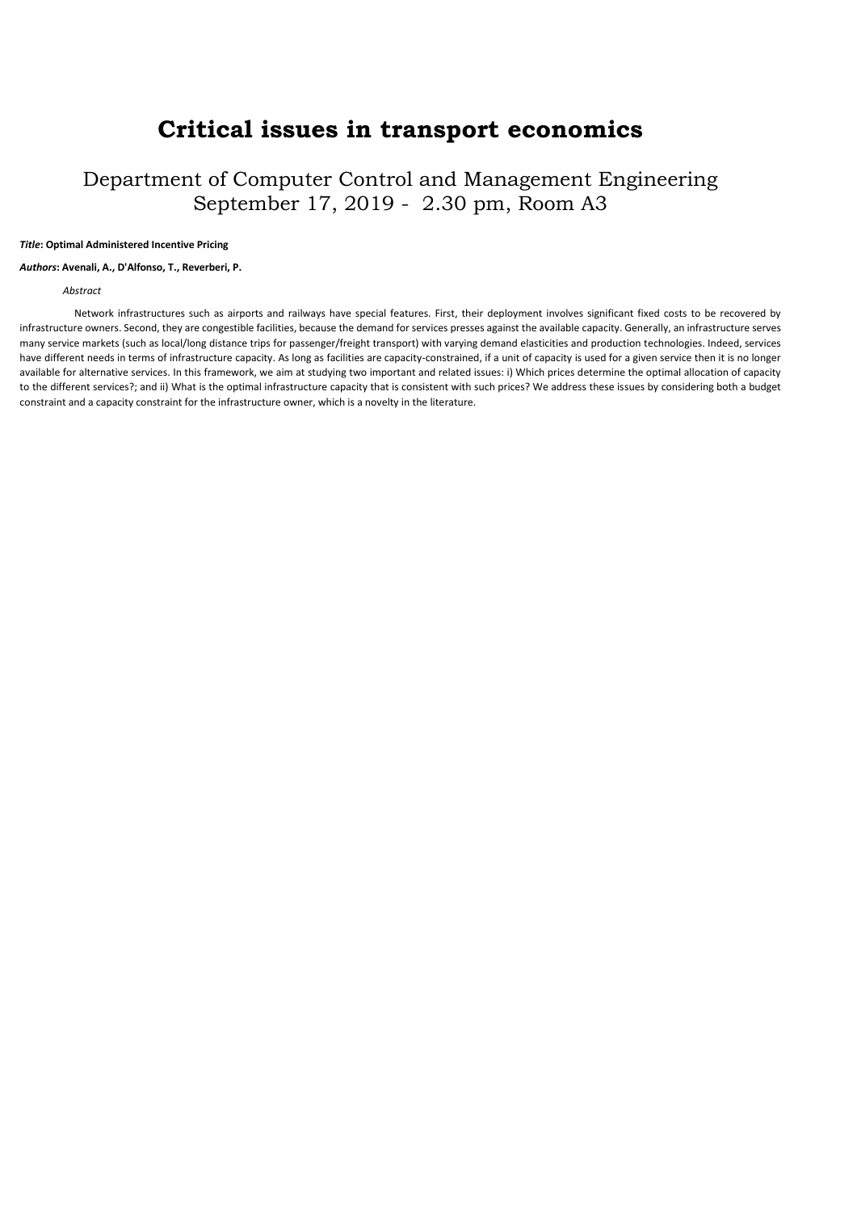# Critical issues in transport economics

Department of Computer Control and Management Engineering
September 17, 2019 - 2.30 pm, Room A3

***Title*: Optimal Administered Incentive Pricing**

***Authors*: Avenali, A., D'Alfonso, T., Reverberi, P.**

*Abstract*

Network infrastructures such as airports and railways have special features. First, their deployment involves significant fixed costs to be recovered by infrastructure owners. Second, they are congestible facilities, because the demand for services presses against the available capacity. Generally, an infrastructure serves many service markets (such as local/long distance trips for passenger/freight transport) with varying demand elasticities and production technologies. Indeed, services have different needs in terms of infrastructure capacity. As long as facilities are capacity-constrained, if a unit of capacity is used for a given service then it is no longer available for alternative services. In this framework, we aim at studying two important and related issues: i) Which prices determine the optimal allocation of capacity to the different services?; and ii) What is the optimal infrastructure capacity that is consistent with such prices? We address these issues by considering both a budget constraint and a capacity constraint for the infrastructure owner, which is a novelty in the literature.